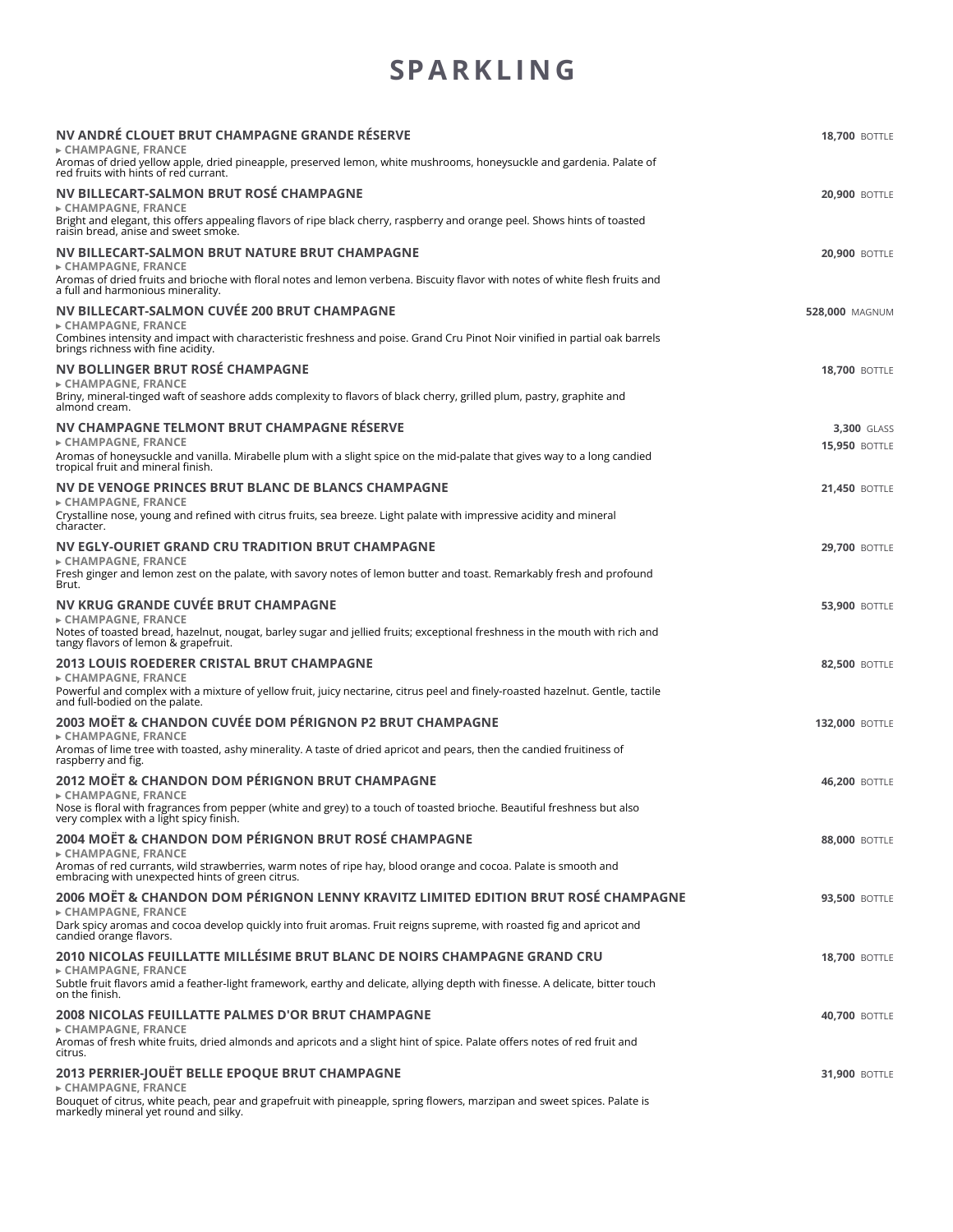# SPARKLING

**NV ANDRÉ CLOUET BRUT CHAMPAGNE GRANDE RÉSERVE** — **18,700** BOTTLE
▸ **CHAMPAGNE, FRANCE**
Aromas of dried yellow apple, dried pineapple, preserved lemon, white mushrooms, honeysuckle and gardenia. Palate of red fruits with hints of red currant.

**NV BILLECART-SALMON BRUT ROSÉ CHAMPAGNE** — **20,900** BOTTLE
▸ **CHAMPAGNE, FRANCE**
Bright and elegant, this offers appealing flavors of ripe black cherry, raspberry and orange peel. Shows hints of toasted raisin bread, anise and sweet smoke.

**NV BILLECART-SALMON BRUT NATURE BRUT CHAMPAGNE** — **20,900** BOTTLE
▸ **CHAMPAGNE, FRANCE**
Aromas of dried fruits and brioche with floral notes and lemon verbena. Biscuity flavor with notes of white flesh fruits and a full and harmonious minerality.

**NV BILLECART-SALMON CUVÉE 200 BRUT CHAMPAGNE** — **528,000** MAGNUM
▸ **CHAMPAGNE, FRANCE**
Combines intensity and impact with characteristic freshness and poise. Grand Cru Pinot Noir vinified in partial oak barrels brings richness with fine acidity.

**NV BOLLINGER BRUT ROSÉ CHAMPAGNE** — **18,700** BOTTLE
▸ **CHAMPAGNE, FRANCE**
Briny, mineral-tinged waft of seashore adds complexity to flavors of black cherry, grilled plum, pastry, graphite and almond cream.

**NV CHAMPAGNE TELMONT BRUT CHAMPAGNE RÉSERVE** — **3,300** GLASS / **15,950** BOTTLE
▸ **CHAMPAGNE, FRANCE**
Aromas of honeysuckle and vanilla. Mirabelle plum with a slight spice on the mid-palate that gives way to a long candied tropical fruit and mineral finish.

**NV DE VENOGE PRINCES BRUT BLANC DE BLANCS CHAMPAGNE** — **21,450** BOTTLE
▸ **CHAMPAGNE, FRANCE**
Crystalline nose, young and refined with citrus fruits, sea breeze. Light palate with impressive acidity and mineral character.

**NV EGLY-OURIET GRAND CRU TRADITION BRUT CHAMPAGNE** — **29,700** BOTTLE
▸ **CHAMPAGNE, FRANCE**
Fresh ginger and lemon zest on the palate, with savory notes of lemon butter and toast. Remarkably fresh and profound Brut.

**NV KRUG GRANDE CUVÉE BRUT CHAMPAGNE** — **53,900** BOTTLE
▸ **CHAMPAGNE, FRANCE**
Notes of toasted bread, hazelnut, nougat, barley sugar and jellied fruits; exceptional freshness in the mouth with rich and tangy flavors of lemon & grapefruit.

**2013 LOUIS ROEDERER CRISTAL BRUT CHAMPAGNE** — **82,500** BOTTLE
▸ **CHAMPAGNE, FRANCE**
Powerful and complex with a mixture of yellow fruit, juicy nectarine, citrus peel and finely-roasted hazelnut. Gentle, tactile and full-bodied on the palate.

**2003 MOËT & CHANDON CUVÉE DOM PÉRIGNON P2 BRUT CHAMPAGNE** — **132,000** BOTTLE
▸ **CHAMPAGNE, FRANCE**
Aromas of lime tree with toasted, ashy minerality. A taste of dried apricot and pears, then the candied fruitiness of raspberry and fig.

**2012 MOËT & CHANDON DOM PÉRIGNON BRUT CHAMPAGNE** — **46,200** BOTTLE
▸ **CHAMPAGNE, FRANCE**
Nose is floral with fragrances from pepper (white and grey) to a touch of toasted brioche. Beautiful freshness but also very complex with a light spicy finish.

**2004 MOËT & CHANDON DOM PÉRIGNON BRUT ROSÉ CHAMPAGNE** — **88,000** BOTTLE
▸ **CHAMPAGNE, FRANCE**
Aromas of red currants, wild strawberries, warm notes of ripe hay, blood orange and cocoa. Palate is smooth and embracing with unexpected hints of green citrus.

**2006 MOËT & CHANDON DOM PÉRIGNON LENNY KRAVITZ LIMITED EDITION BRUT ROSÉ CHAMPAGNE** — **93,500** BOTTLE
▸ **CHAMPAGNE, FRANCE**
Dark spicy aromas and cocoa develop quickly into fruit aromas. Fruit reigns supreme, with roasted fig and apricot and candied orange flavors.

**2010 NICOLAS FEUILLATTE MILLÉSIME BRUT BLANC DE NOIRS CHAMPAGNE GRAND CRU** — **18,700** BOTTLE
▸ **CHAMPAGNE, FRANCE**
Subtle fruit flavors amid a feather-light framework, earthy and delicate, allying depth with finesse. A delicate, bitter touch on the finish.

**2008 NICOLAS FEUILLATTE PALMES D'OR BRUT CHAMPAGNE** — **40,700** BOTTLE
▸ **CHAMPAGNE, FRANCE**
Aromas of fresh white fruits, dried almonds and apricots and a slight hint of spice. Palate offers notes of red fruit and citrus.

**2013 PERRIER-JOUËT BELLE EPOQUE BRUT CHAMPAGNE** — **31,900** BOTTLE
▸ **CHAMPAGNE, FRANCE**
Bouquet of citrus, white peach, pear and grapefruit with pineapple, spring flowers, marzipan and sweet spices. Palate is markedly mineral yet round and silky.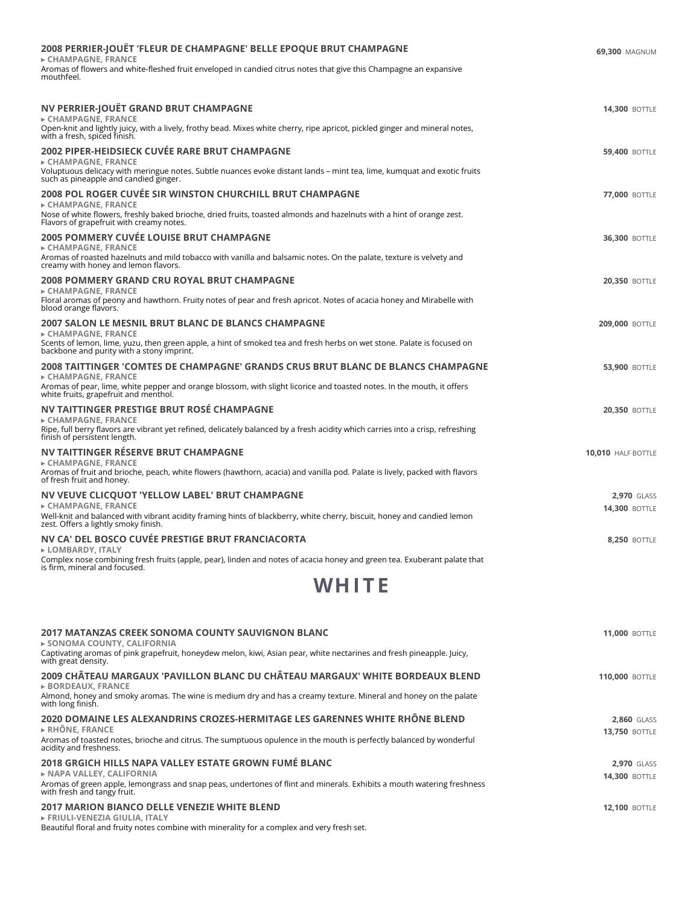**2008 PERRIER-JOUËT 'FLEUR DE CHAMPAGNE' BELLE EPOQUE BRUT CHAMPAGNE** — **69,300** MAGNUM
▸ CHAMPAGNE, FRANCE
Aromas of flowers and white-fleshed fruit enveloped in candied citrus notes that give this Champagne an expansive mouthfeel.

**NV PERRIER-JOUËT GRAND BRUT CHAMPAGNE** — **14,300** BOTTLE
▸ CHAMPAGNE, FRANCE
Open-knit and lightly juicy, with a lively, frothy bead. Mixes white cherry, ripe apricot, pickled ginger and mineral notes, with a fresh, spiced finish.

**2002 PIPER-HEIDSIECK CUVÉE RARE BRUT CHAMPAGNE** — **59,400** BOTTLE
▸ CHAMPAGNE, FRANCE
Voluptuous delicacy with meringue notes. Subtle nuances evoke distant lands – mint tea, lime, kumquat and exotic fruits such as pineapple and candied ginger.

**2008 POL ROGER CUVÉE SIR WINSTON CHURCHILL BRUT CHAMPAGNE** — **77,000** BOTTLE
▸ CHAMPAGNE, FRANCE
Nose of white flowers, freshly baked brioche, dried fruits, toasted almonds and hazelnuts with a hint of orange zest. Flavors of grapefruit with creamy notes.

**2005 POMMERY CUVÉE LOUISE BRUT CHAMPAGNE** — **36,300** BOTTLE
▸ CHAMPAGNE, FRANCE
Aromas of roasted hazelnuts and mild tobacco with vanilla and balsamic notes. On the palate, texture is velvety and creamy with honey and lemon flavors.

**2008 POMMERY GRAND CRU ROYAL BRUT CHAMPAGNE** — **20,350** BOTTLE
▸ CHAMPAGNE, FRANCE
Floral aromas of peony and hawthorn. Fruity notes of pear and fresh apricot. Notes of acacia honey and Mirabelle with blood orange flavors.

**2007 SALON LE MESNIL BRUT BLANC DE BLANCS CHAMPAGNE** — **209,000** BOTTLE
▸ CHAMPAGNE, FRANCE
Scents of lemon, lime, yuzu, then green apple, a hint of smoked tea and fresh herbs on wet stone. Palate is focused on backbone and purity with a stony imprint.

**2008 TAITTINGER 'COMTES DE CHAMPAGNE' GRANDS CRUS BRUT BLANC DE BLANCS CHAMPAGNE** — **53,900** BOTTLE
▸ CHAMPAGNE, FRANCE
Aromas of pear, lime, white pepper and orange blossom, with slight licorice and toasted notes. In the mouth, it offers white fruits, grapefruit and menthol.

**NV TAITTINGER PRESTIGE BRUT ROSÉ CHAMPAGNE** — **20,350** BOTTLE
▸ CHAMPAGNE, FRANCE
Ripe, full berry flavors are vibrant yet refined, delicately balanced by a fresh acidity which carries into a crisp, refreshing finish of persistent length.

**NV TAITTINGER RÉSERVE BRUT CHAMPAGNE** — **10,010** HALF BOTTLE
▸ CHAMPAGNE, FRANCE
Aromas of fruit and brioche, peach, white flowers (hawthorn, acacia) and vanilla pod. Palate is lively, packed with flavors of fresh fruit and honey.

**NV VEUVE CLICQUOT 'YELLOW LABEL' BRUT CHAMPAGNE** — **2,970** GLASS / **14,300** BOTTLE
▸ CHAMPAGNE, FRANCE
Well-knit and balanced with vibrant acidity framing hints of blackberry, white cherry, biscuit, honey and candied lemon zest. Offers a lightly smoky finish.

**NV CA' DEL BOSCO CUVÉE PRESTIGE BRUT FRANCIACORTA** — **8,250** BOTTLE
▸ LOMBARDY, ITALY
Complex nose combining fresh fruits (apple, pear), linden and notes of acacia honey and green tea. Exuberant palate that is firm, mineral and focused.

# WHITE

**2017 MATANZAS CREEK SONOMA COUNTY SAUVIGNON BLANC** — **11,000** BOTTLE
▸ SONOMA COUNTY, CALIFORNIA
Captivating aromas of pink grapefruit, honeydew melon, kiwi, Asian pear, white nectarines and fresh pineapple. Juicy, with great density.

**2009 CHÂTEAU MARGAUX 'PAVILLON BLANC DU CHÂTEAU MARGAUX' WHITE BORDEAUX BLEND** — **110,000** BOTTLE
▸ BORDEAUX, FRANCE
Almond, honey and smoky aromas. The wine is medium dry and has a creamy texture. Mineral and honey on the palate with long finish.

**2020 DOMAINE LES ALEXANDRINS CROZES-HERMITAGE LES GARENNES WHITE RHÔNE BLEND** — **2,860** GLASS / **13,750** BOTTLE
▸ RHÔNE, FRANCE
Aromas of toasted notes, brioche and citrus. The sumptuous opulence in the mouth is perfectly balanced by wonderful acidity and freshness.

**2018 GRGICH HILLS NAPA VALLEY ESTATE GROWN FUMÉ BLANC** — **2,970** GLASS / **14,300** BOTTLE
▸ NAPA VALLEY, CALIFORNIA
Aromas of green apple, lemongrass and snap peas, undertones of flint and minerals. Exhibits a mouth watering freshness with fresh and tangy fruit.

**2017 MARION BIANCO DELLE VENEZIE WHITE BLEND** — **12,100** BOTTLE
▸ FRIULI-VENEZIA GIULIA, ITALY
Beautiful floral and fruity notes combine with minerality for a complex and very fresh set.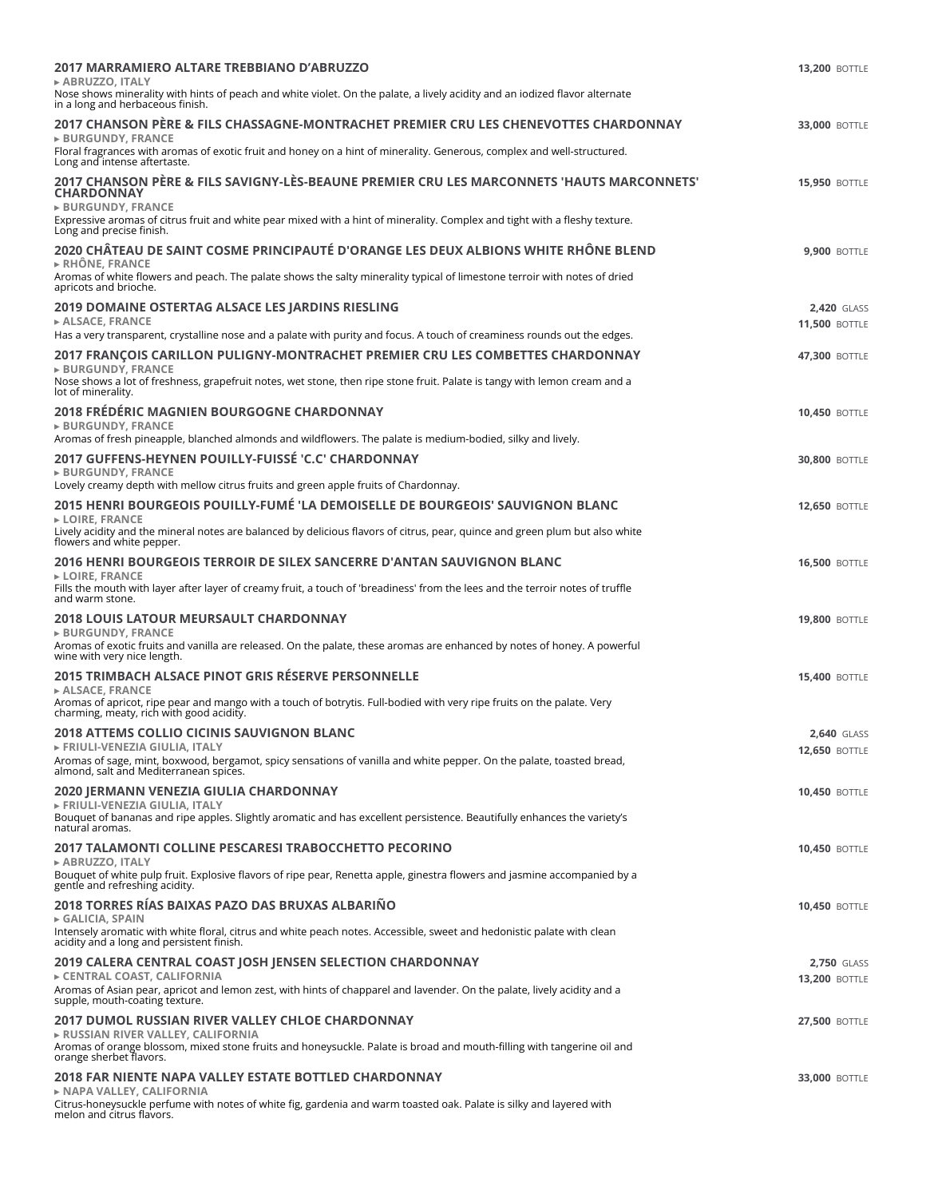**2017 MARRAMIERO ALTARE TREBBIANO D'ABRUZZO** — **13,200** BOTTLE
▸ ABRUZZO, ITALY
Nose shows minerality with hints of peach and white violet. On the palate, a lively acidity and an iodized flavor alternate in a long and herbaceous finish.

**2017 CHANSON PÈRE & FILS CHASSAGNE-MONTRACHET PREMIER CRU LES CHENEVOTTES CHARDONNAY** — **33,000** BOTTLE
▸ BURGUNDY, FRANCE
Floral fragrances with aromas of exotic fruit and honey on a hint of minerality. Generous, complex and well-structured. Long and intense aftertaste.

**2017 CHANSON PÈRE & FILS SAVIGNY-LÈS-BEAUNE PREMIER CRU LES MARCONNETS 'HAUTS MARCONNETS' CHARDONNAY** — **15,950** BOTTLE
▸ BURGUNDY, FRANCE
Expressive aromas of citrus fruit and white pear mixed with a hint of minerality. Complex and tight with a fleshy texture. Long and precise finish.

**2020 CHÂTEAU DE SAINT COSME PRINCIPAUTÉ D'ORANGE LES DEUX ALBIONS WHITE RHÔNE BLEND** — **9,900** BOTTLE
▸ RHÔNE, FRANCE
Aromas of white flowers and peach. The palate shows the salty minerality typical of limestone terroir with notes of dried apricots and brioche.

**2019 DOMAINE OSTERTAG ALSACE LES JARDINS RIESLING** — **2,420** GLASS / **11,500** BOTTLE
▸ ALSACE, FRANCE
Has a very transparent, crystalline nose and a palate with purity and focus. A touch of creaminess rounds out the edges.

**2017 FRANÇOIS CARILLON PULIGNY-MONTRACHET PREMIER CRU LES COMBETTES CHARDONNAY** — **47,300** BOTTLE
▸ BURGUNDY, FRANCE
Nose shows a lot of freshness, grapefruit notes, wet stone, then ripe stone fruit. Palate is tangy with lemon cream and a lot of minerality.

**2018 FRÉDÉRIC MAGNIEN BOURGOGNE CHARDONNAY** — **10,450** BOTTLE
▸ BURGUNDY, FRANCE
Aromas of fresh pineapple, blanched almonds and wildflowers. The palate is medium-bodied, silky and lively.

**2017 GUFFENS-HEYNEN POUILLY-FUISSÉ 'C.C' CHARDONNAY** — **30,800** BOTTLE
▸ BURGUNDY, FRANCE
Lovely creamy depth with mellow citrus fruits and green apple fruits of Chardonnay.

**2015 HENRI BOURGEOIS POUILLY-FUMÉ 'LA DEMOISELLE DE BOURGEOIS' SAUVIGNON BLANC** — **12,650** BOTTLE
▸ LOIRE, FRANCE
Lively acidity and the mineral notes are balanced by delicious flavors of citrus, pear, quince and green plum but also white flowers and white pepper.

**2016 HENRI BOURGEOIS TERROIR DE SILEX SANCERRE D'ANTAN SAUVIGNON BLANC** — **16,500** BOTTLE
▸ LOIRE, FRANCE
Fills the mouth with layer after layer of creamy fruit, a touch of 'breadiness' from the lees and the terroir notes of truffle and warm stone.

**2018 LOUIS LATOUR MEURSAULT CHARDONNAY** — **19,800** BOTTLE
▸ BURGUNDY, FRANCE
Aromas of exotic fruits and vanilla are released. On the palate, these aromas are enhanced by notes of honey. A powerful wine with very nice length.

**2015 TRIMBACH ALSACE PINOT GRIS RÉSERVE PERSONNELLE** — **15,400** BOTTLE
▸ ALSACE, FRANCE
Aromas of apricot, ripe pear and mango with a touch of botrytis. Full-bodied with very ripe fruits on the palate. Very charming, meaty, rich with good acidity.

**2018 ATTEMS COLLIO CICINIS SAUVIGNON BLANC** — **2,640** GLASS / **12,650** BOTTLE
▸ FRIULI-VENEZIA GIULIA, ITALY
Aromas of sage, mint, boxwood, bergamot, spicy sensations of vanilla and white pepper. On the palate, toasted bread, almond, salt and Mediterranean spices.

**2020 JERMANN VENEZIA GIULIA CHARDONNAY** — **10,450** BOTTLE
▸ FRIULI-VENEZIA GIULIA, ITALY
Bouquet of bananas and ripe apples. Slightly aromatic and has excellent persistence. Beautifully enhances the variety's natural aromas.

**2017 TALAMONTI COLLINE PESCARESI TRABOCCHETTO PECORINO** — **10,450** BOTTLE
▸ ABRUZZO, ITALY
Bouquet of white pulp fruit. Explosive flavors of ripe pear, Renetta apple, ginestra flowers and jasmine accompanied by a gentle and refreshing acidity.

**2018 TORRES RÍAS BAIXAS PAZO DAS BRUXAS ALBARIÑO** — **10,450** BOTTLE
▸ GALICIA, SPAIN
Intensely aromatic with white floral, citrus and white peach notes. Accessible, sweet and hedonistic palate with clean acidity and a long and persistent finish.

**2019 CALERA CENTRAL COAST JOSH JENSEN SELECTION CHARDONNAY** — **2,750** GLASS / **13,200** BOTTLE
▸ CENTRAL COAST, CALIFORNIA
Aromas of Asian pear, apricot and lemon zest, with hints of chapparel and lavender. On the palate, lively acidity and a supple, mouth-coating texture.

**2017 DUMOL RUSSIAN RIVER VALLEY CHLOE CHARDONNAY** — **27,500** BOTTLE
▸ RUSSIAN RIVER VALLEY, CALIFORNIA
Aromas of orange blossom, mixed stone fruits and honeysuckle. Palate is broad and mouth-filling with tangerine oil and orange sherbet flavors.

**2018 FAR NIENTE NAPA VALLEY ESTATE BOTTLED CHARDONNAY** — **33,000** BOTTLE
▸ NAPA VALLEY, CALIFORNIA
Citrus-honeysuckle perfume with notes of white fig, gardenia and warm toasted oak. Palate is silky and layered with melon and citrus flavors.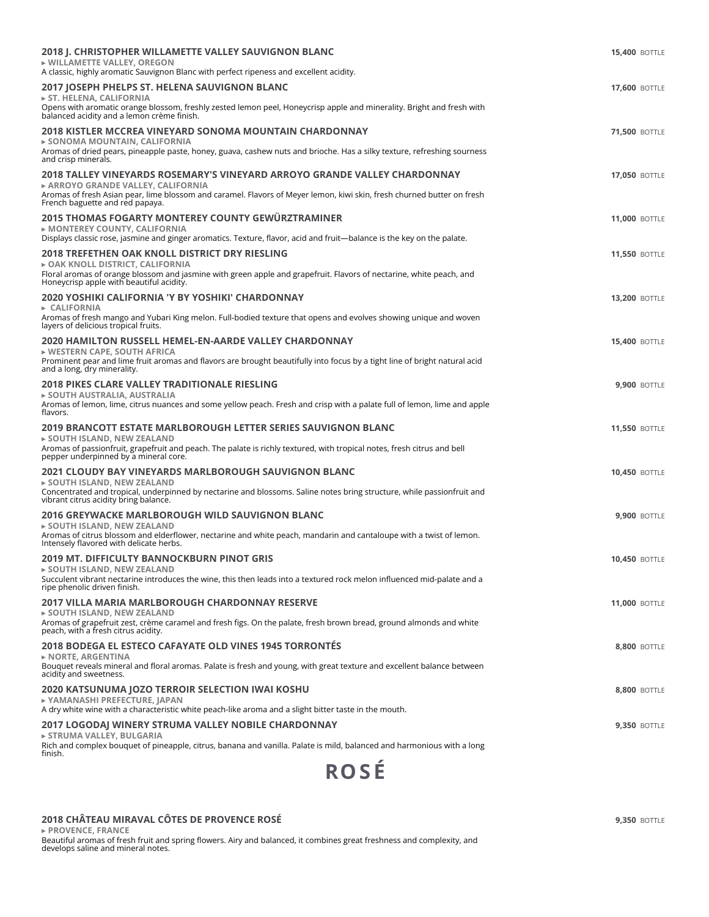**2018 J. CHRISTOPHER WILLAMETTE VALLEY SAUVIGNON BLANC** — **15,400** BOTTLE
▸ WILLAMETTE VALLEY, OREGON
A classic, highly aromatic Sauvignon Blanc with perfect ripeness and excellent acidity.

**2017 JOSEPH PHELPS ST. HELENA SAUVIGNON BLANC** — **17,600** BOTTLE
▸ ST. HELENA, CALIFORNIA
Opens with aromatic orange blossom, freshly zested lemon peel, Honeycrisp apple and minerality. Bright and fresh with balanced acidity and a lemon crème finish.

**2018 KISTLER MCCREA VINEYARD SONOMA MOUNTAIN CHARDONNAY** — **71,500** BOTTLE
▸ SONOMA MOUNTAIN, CALIFORNIA
Aromas of dried pears, pineapple paste, honey, guava, cashew nuts and brioche. Has a silky texture, refreshing sourness and crisp minerals.

**2018 TALLEY VINEYARDS ROSEMARY'S VINEYARD ARROYO GRANDE VALLEY CHARDONNAY** — **17,050** BOTTLE
▸ ARROYO GRANDE VALLEY, CALIFORNIA
Aromas of fresh Asian pear, lime blossom and caramel. Flavors of Meyer lemon, kiwi skin, fresh churned butter on fresh French baguette and red papaya.

**2015 THOMAS FOGARTY MONTEREY COUNTY GEWÜRZTRAMINER** — **11,000** BOTTLE
▸ MONTEREY COUNTY, CALIFORNIA
Displays classic rose, jasmine and ginger aromatics. Texture, flavor, acid and fruit—balance is the key on the palate.

**2018 TREFETHEN OAK KNOLL DISTRICT DRY RIESLING** — **11,550** BOTTLE
▸ OAK KNOLL DISTRICT, CALIFORNIA
Floral aromas of orange blossom and jasmine with green apple and grapefruit. Flavors of nectarine, white peach, and Honeycrisp apple with beautiful acidity.

**2020 YOSHIKI CALIFORNIA 'Y BY YOSHIKI' CHARDONNAY** — **13,200** BOTTLE
▸ CALIFORNIA
Aromas of fresh mango and Yubari King melon. Full-bodied texture that opens and evolves showing unique and woven layers of delicious tropical fruits.

**2020 HAMILTON RUSSELL HEMEL-EN-AARDE VALLEY CHARDONNAY** — **15,400** BOTTLE
▸ WESTERN CAPE, SOUTH AFRICA
Prominent pear and lime fruit aromas and flavors are brought beautifully into focus by a tight line of bright natural acid and a long, dry minerality.

**2018 PIKES CLARE VALLEY TRADITIONALE RIESLING** — **9,900** BOTTLE
▸ SOUTH AUSTRALIA, AUSTRALIA
Aromas of lemon, lime, citrus nuances and some yellow peach. Fresh and crisp with a palate full of lemon, lime and apple flavors.

**2019 BRANCOTT ESTATE MARLBOROUGH LETTER SERIES SAUVIGNON BLANC** — **11,550** BOTTLE
▸ SOUTH ISLAND, NEW ZEALAND
Aromas of passionfruit, grapefruit and peach. The palate is richly textured, with tropical notes, fresh citrus and bell pepper underpinned by a mineral core.

**2021 CLOUDY BAY VINEYARDS MARLBOROUGH SAUVIGNON BLANC** — **10,450** BOTTLE
▸ SOUTH ISLAND, NEW ZEALAND
Concentrated and tropical, underpinned by nectarine and blossoms. Saline notes bring structure, while passionfruit and vibrant citrus acidity bring balance.

**2016 GREYWACKE MARLBOROUGH WILD SAUVIGNON BLANC** — **9,900** BOTTLE
▸ SOUTH ISLAND, NEW ZEALAND
Aromas of citrus blossom and elderflower, nectarine and white peach, mandarin and cantaloupe with a twist of lemon. Intensely flavored with delicate herbs.

**2019 MT. DIFFICULTY BANNOCKBURN PINOT GRIS** — **10,450** BOTTLE
▸ SOUTH ISLAND, NEW ZEALAND
Succulent vibrant nectarine introduces the wine, this then leads into a textured rock melon influenced mid-palate and a ripe phenolic driven finish.

**2017 VILLA MARIA MARLBOROUGH CHARDONNAY RESERVE** — **11,000** BOTTLE
▸ SOUTH ISLAND, NEW ZEALAND
Aromas of grapefruit zest, crème caramel and fresh figs. On the palate, fresh brown bread, ground almonds and white peach, with a fresh citrus acidity.

**2018 BODEGA EL ESTECO CAFAYATE OLD VINES 1945 TORRONTÉS** — **8,800** BOTTLE
▸ NORTE, ARGENTINA
Bouquet reveals mineral and floral aromas. Palate is fresh and young, with great texture and excellent balance between acidity and sweetness.

**2020 KATSUNUMA JOZO TERROIR SELECTION IWAI KOSHU** — **8,800** BOTTLE
▸ YAMANASHI PREFECTURE, JAPAN
A dry white wine with a characteristic white peach-like aroma and a slight bitter taste in the mouth.

**2017 LOGODAJ WINERY STRUMA VALLEY NOBILE CHARDONNAY** — **9,350** BOTTLE
▸ STRUMA VALLEY, BULGARIA
Rich and complex bouquet of pineapple, citrus, banana and vanilla. Palate is mild, balanced and harmonious with a long finish.

# ROSÉ

**2018 CHÂTEAU MIRAVAL CÔTES DE PROVENCE ROSÉ** — **9,350** BOTTLE
▸ PROVENCE, FRANCE
Beautiful aromas of fresh fruit and spring flowers. Airy and balanced, it combines great freshness and complexity, and develops saline and mineral notes.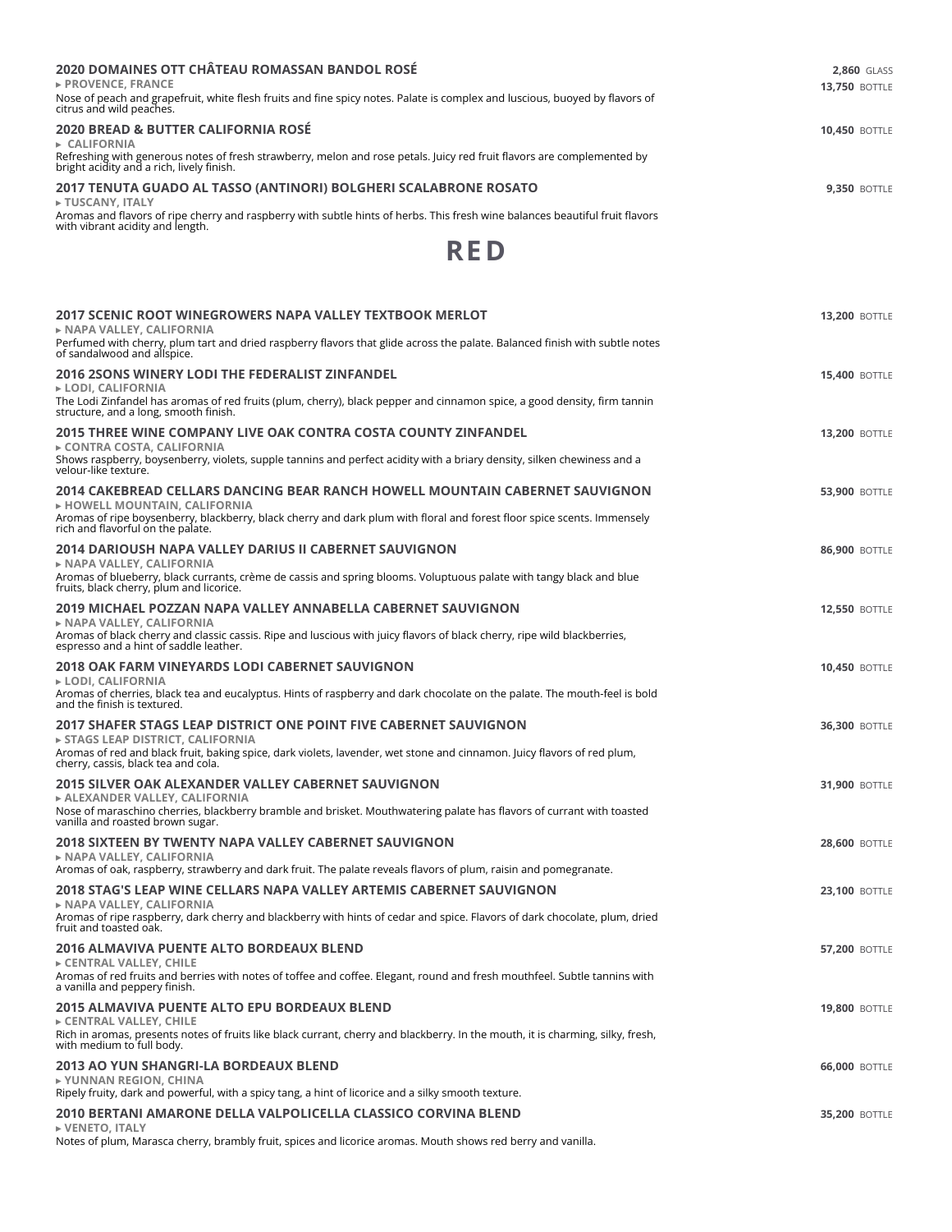**2020 DOMAINES OTT CHÂTEAU ROMASSAN BANDOL ROSÉ** — **2,860** GLASS / **13,750** BOTTLE
▸ PROVENCE, FRANCE
Nose of peach and grapefruit, white flesh fruits and fine spicy notes. Palate is complex and luscious, buoyed by flavors of citrus and wild peaches.

**2020 BREAD & BUTTER CALIFORNIA ROSÉ** — **10,450** BOTTLE
▸ CALIFORNIA
Refreshing with generous notes of fresh strawberry, melon and rose petals. Juicy red fruit flavors are complemented by bright acidity and a rich, lively finish.

**2017 TENUTA GUADO AL TASSO (ANTINORI) BOLGHERI SCALABRONE ROSATO** — **9,350** BOTTLE
▸ TUSCANY, ITALY
Aromas and flavors of ripe cherry and raspberry with subtle hints of herbs. This fresh wine balances beautiful fruit flavors with vibrant acidity and length.

# RED

**2017 SCENIC ROOT WINEGROWERS NAPA VALLEY TEXTBOOK MERLOT** — **13,200** BOTTLE
▸ NAPA VALLEY, CALIFORNIA
Perfumed with cherry, plum tart and dried raspberry flavors that glide across the palate. Balanced finish with subtle notes of sandalwood and allspice.

**2016 2SONS WINERY LODI THE FEDERALIST ZINFANDEL** — **15,400** BOTTLE
▸ LODI, CALIFORNIA
The Lodi Zinfandel has aromas of red fruits (plum, cherry), black pepper and cinnamon spice, a good density, firm tannin structure, and a long, smooth finish.

**2015 THREE WINE COMPANY LIVE OAK CONTRA COSTA COUNTY ZINFANDEL** — **13,200** BOTTLE
▸ CONTRA COSTA, CALIFORNIA
Shows raspberry, boysenberry, violets, supple tannins and perfect acidity with a briary density, silken chewiness and a velour-like texture.

**2014 CAKEBREAD CELLARS DANCING BEAR RANCH HOWELL MOUNTAIN CABERNET SAUVIGNON** — **53,900** BOTTLE
▸ HOWELL MOUNTAIN, CALIFORNIA
Aromas of ripe boysenberry, blackberry, black cherry and dark plum with floral and forest floor spice scents. Immensely rich and flavorful on the palate.

**2014 DARIOUSH NAPA VALLEY DARIUS II CABERNET SAUVIGNON** — **86,900** BOTTLE
▸ NAPA VALLEY, CALIFORNIA
Aromas of blueberry, black currants, crème de cassis and spring blooms. Voluptuous palate with tangy black and blue fruits, black cherry, plum and licorice.

**2019 MICHAEL POZZAN NAPA VALLEY ANNABELLA CABERNET SAUVIGNON** — **12,550** BOTTLE
▸ NAPA VALLEY, CALIFORNIA
Aromas of black cherry and classic cassis. Ripe and luscious with juicy flavors of black cherry, ripe wild blackberries, espresso and a hint of saddle leather.

**2018 OAK FARM VINEYARDS LODI CABERNET SAUVIGNON** — **10,450** BOTTLE
▸ LODI, CALIFORNIA
Aromas of cherries, black tea and eucalyptus. Hints of raspberry and dark chocolate on the palate. The mouth-feel is bold and the finish is textured.

**2017 SHAFER STAGS LEAP DISTRICT ONE POINT FIVE CABERNET SAUVIGNON** — **36,300** BOTTLE
▸ STAGS LEAP DISTRICT, CALIFORNIA
Aromas of red and black fruit, baking spice, dark violets, lavender, wet stone and cinnamon. Juicy flavors of red plum, cherry, cassis, black tea and cola.

**2015 SILVER OAK ALEXANDER VALLEY CABERNET SAUVIGNON** — **31,900** BOTTLE
▸ ALEXANDER VALLEY, CALIFORNIA
Nose of maraschino cherries, blackberry bramble and brisket. Mouthwatering palate has flavors of currant with toasted vanilla and roasted brown sugar.

**2018 SIXTEEN BY TWENTY NAPA VALLEY CABERNET SAUVIGNON** — **28,600** BOTTLE
▸ NAPA VALLEY, CALIFORNIA
Aromas of oak, raspberry, strawberry and dark fruit. The palate reveals flavors of plum, raisin and pomegranate.

**2018 STAG'S LEAP WINE CELLARS NAPA VALLEY ARTEMIS CABERNET SAUVIGNON** — **23,100** BOTTLE
▸ NAPA VALLEY, CALIFORNIA
Aromas of ripe raspberry, dark cherry and blackberry with hints of cedar and spice. Flavors of dark chocolate, plum, dried fruit and toasted oak.

**2016 ALMAVIVA PUENTE ALTO BORDEAUX BLEND** — **57,200** BOTTLE
▸ CENTRAL VALLEY, CHILE
Aromas of red fruits and berries with notes of toffee and coffee. Elegant, round and fresh mouthfeel. Subtle tannins with a vanilla and peppery finish.

**2015 ALMAVIVA PUENTE ALTO EPU BORDEAUX BLEND** — **19,800** BOTTLE
▸ CENTRAL VALLEY, CHILE
Rich in aromas, presents notes of fruits like black currant, cherry and blackberry. In the mouth, it is charming, silky, fresh, with medium to full body.

**2013 AO YUN SHANGRI-LA BORDEAUX BLEND** — **66,000** BOTTLE
▸ YUNNAN REGION, CHINA
Ripely fruity, dark and powerful, with a spicy tang, a hint of licorice and a silky smooth texture.

**2010 BERTANI AMARONE DELLA VALPOLICELLA CLASSICO CORVINA BLEND** — **35,200** BOTTLE
▸ VENETO, ITALY
Notes of plum, Marasca cherry, brambly fruit, spices and licorice aromas. Mouth shows red berry and vanilla.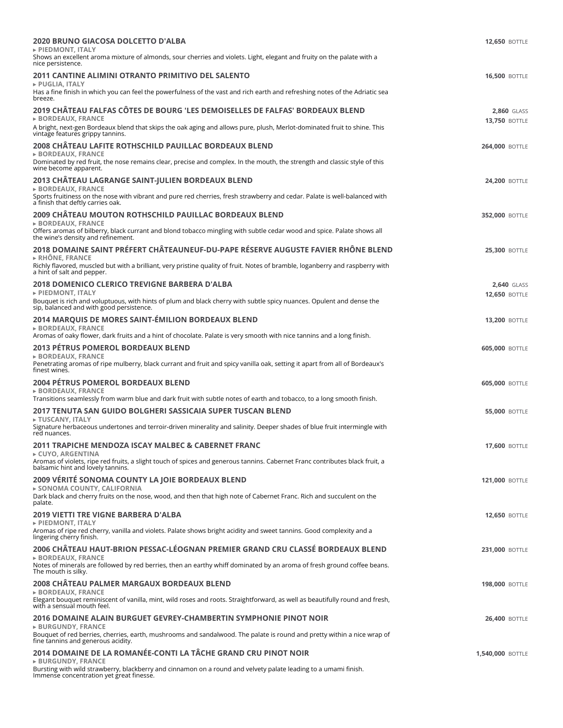**2020 BRUNO GIACOSA DOLCETTO D'ALBA** — **12,650** BOTTLE
▸ PIEDMONT, ITALY
Shows an excellent aroma mixture of almonds, sour cherries and violets. Light, elegant and fruity on the palate with a nice persistence.

**2011 CANTINE ALIMINI OTRANTO PRIMITIVO DEL SALENTO** — **16,500** BOTTLE
▸ PUGLIA, ITALY
Has a fine finish in which you can feel the powerfulness of the vast and rich earth and refreshing notes of the Adriatic sea breeze.

**2019 CHÂTEAU FALFAS CÔTES DE BOURG 'LES DEMOISELLES DE FALFAS' BORDEAUX BLEND** — **2,860** GLASS / **13,750** BOTTLE
▸ BORDEAUX, FRANCE
A bright, next-gen Bordeaux blend that skips the oak aging and allows pure, plush, Merlot-dominated fruit to shine. This vintage features grippy tannins.

**2008 CHÂTEAU LAFITE ROTHSCHILD PAUILLAC BORDEAUX BLEND** — **264,000** BOTTLE
▸ BORDEAUX, FRANCE
Dominated by red fruit, the nose remains clear, precise and complex. In the mouth, the strength and classic style of this wine become apparent.

**2013 CHÂTEAU LAGRANGE SAINT-JULIEN BORDEAUX BLEND** — **24,200** BOTTLE
▸ BORDEAUX, FRANCE
Sports fruitiness on the nose with vibrant and pure red cherries, fresh strawberry and cedar. Palate is well-balanced with a finish that deftly carries oak.

**2009 CHÂTEAU MOUTON ROTHSCHILD PAUILLAC BORDEAUX BLEND** — **352,000** BOTTLE
▸ BORDEAUX, FRANCE
Offers aromas of bilberry, black currant and blond tobacco mingling with subtle cedar wood and spice. Palate shows all the wine's density and refinement.

**2018 DOMAINE SAINT PRÉFERT CHÂTEAUNEUF-DU-PAPE RÉSERVE AUGUSTE FAVIER RHÔNE BLEND** — **25,300** BOTTLE
▸ RHÔNE, FRANCE
Richly flavored, muscled but with a brilliant, very pristine quality of fruit. Notes of bramble, loganberry and raspberry with a hint of salt and pepper.

**2018 DOMENICO CLERICO TREVIGNE BARBERA D'ALBA** — **2,640** GLASS / **12,650** BOTTLE
▸ PIEDMONT, ITALY
Bouquet is rich and voluptuous, with hints of plum and black cherry with subtle spicy nuances. Opulent and dense the sip, balanced and with good persistence.

**2014 MARQUIS DE MORES SAINT-ÉMILION BORDEAUX BLEND** — **13,200** BOTTLE
▸ BORDEAUX, FRANCE
Aromas of oaky flower, dark fruits and a hint of chocolate. Palate is very smooth with nice tannins and a long finish.

**2013 PÉTRUS POMEROL BORDEAUX BLEND** — **605,000** BOTTLE
▸ BORDEAUX, FRANCE
Penetrating aromas of ripe mulberry, black currant and fruit and spicy vanilla oak, setting it apart from all of Bordeaux's finest wines.

**2004 PÉTRUS POMEROL BORDEAUX BLEND** — **605,000** BOTTLE
▸ BORDEAUX, FRANCE
Transitions seamlessly from warm blue and dark fruit with subtle notes of earth and tobacco, to a long smooth finish.

**2017 TENUTA SAN GUIDO BOLGHERI SASSICAIA SUPER TUSCAN BLEND** — **55,000** BOTTLE
▸ TUSCANY, ITALY
Signature herbaceous undertones and terroir-driven minerality and salinity. Deeper shades of blue fruit intermingle with red nuances.

**2011 TRAPICHE MENDOZA ISCAY MALBEC & CABERNET FRANC** — **17,600** BOTTLE
▸ CUYO, ARGENTINA
Aromas of violets, ripe red fruits, a slight touch of spices and generous tannins. Cabernet Franc contributes black fruit, a balsamic hint and lovely tannins.

**2009 VÉRITÉ SONOMA COUNTY LA JOIE BORDEAUX BLEND** — **121,000** BOTTLE
▸ SONOMA COUNTY, CALIFORNIA
Dark black and cherry fruits on the nose, wood, and then that high note of Cabernet Franc. Rich and succulent on the palate.

**2019 VIETTI TRE VIGNE BARBERA D'ALBA** — **12,650** BOTTLE
▸ PIEDMONT, ITALY
Aromas of ripe red cherry, vanilla and violets. Palate shows bright acidity and sweet tannins. Good complexity and a lingering cherry finish.

**2006 CHÂTEAU HAUT-BRION PESSAC-LÉOGNAN PREMIER GRAND CRU CLASSÉ BORDEAUX BLEND** — **231,000** BOTTLE
▸ BORDEAUX, FRANCE
Notes of minerals are followed by red berries, then an earthy whiff dominated by an aroma of fresh ground coffee beans. The mouth is silky.

**2008 CHÂTEAU PALMER MARGAUX BORDEAUX BLEND** — **198,000** BOTTLE
▸ BORDEAUX, FRANCE
Elegant bouquet reminiscent of vanilla, mint, wild roses and roots. Straightforward, as well as beautifully round and fresh, with a sensual mouth feel.

**2016 DOMAINE ALAIN BURGUET GEVREY-CHAMBERTIN SYMPHONIE PINOT NOIR** — **26,400** BOTTLE
▸ BURGUNDY, FRANCE
Bouquet of red berries, cherries, earth, mushrooms and sandalwood. The palate is round and pretty within a nice wrap of fine tannins and generous acidity.

**2014 DOMAINE DE LA ROMANÉE-CONTI LA TÂCHE GRAND CRU PINOT NOIR** — **1,540,000** BOTTLE
▸ BURGUNDY, FRANCE
Bursting with wild strawberry, blackberry and cinnamon on a round and velvety palate leading to a umami finish. Immense concentration yet great finesse.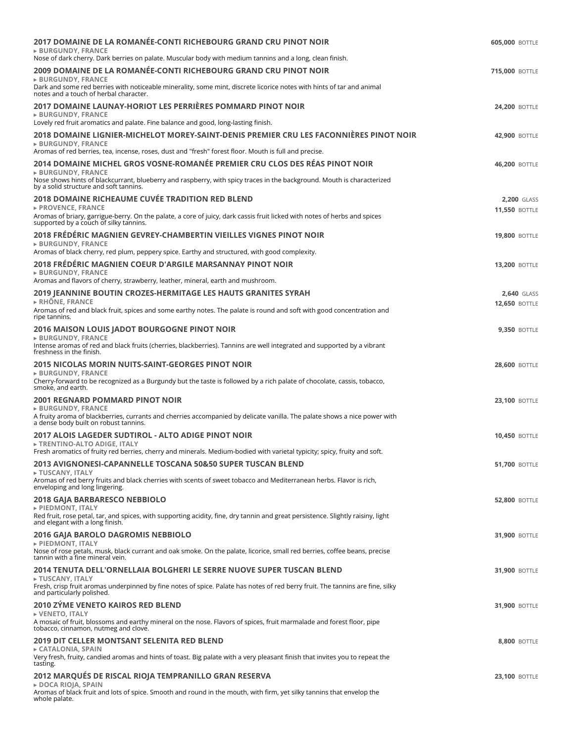**2017 DOMAINE DE LA ROMANÉE-CONTI RICHEBOURG GRAND CRU PINOT NOIR** — **605,000** BOTTLE
▸ BURGUNDY, FRANCE
Nose of dark cherry. Dark berries on palate. Muscular body with medium tannins and a long, clean finish.

**2009 DOMAINE DE LA ROMANÉE-CONTI RICHEBOURG GRAND CRU PINOT NOIR** — **715,000** BOTTLE
▸ BURGUNDY, FRANCE
Dark and some red berries with noticeable minerality, some mint, discrete licorice notes with hints of tar and animal notes and a touch of herbal character.

**2017 DOMAINE LAUNAY-HORIOT LES PERRIÈRES POMMARD PINOT NOIR** — **24,200** BOTTLE
▸ BURGUNDY, FRANCE
Lovely red fruit aromatics and palate. Fine balance and good, long-lasting finish.

**2018 DOMAINE LIGNIER-MICHELOT MOREY-SAINT-DENIS PREMIER CRU LES FACONNIÈRES PINOT NOIR** — **42,900** BOTTLE
▸ BURGUNDY, FRANCE
Aromas of red berries, tea, incense, roses, dust and "fresh" forest floor. Mouth is full and precise.

**2014 DOMAINE MICHEL GROS VOSNE-ROMANÉE PREMIER CRU CLOS DES RÉAS PINOT NOIR** — **46,200** BOTTLE
▸ BURGUNDY, FRANCE
Nose shows hints of blackcurrant, blueberry and raspberry, with spicy traces in the background. Mouth is characterized by a solid structure and soft tannins.

**2018 DOMAINE RICHEAUME CUVÉE TRADITION RED BLEND** — **2,200** GLASS / **11,550** BOTTLE
▸ PROVENCE, FRANCE
Aromas of briary, garrigue-berry. On the palate, a core of juicy, dark cassis fruit licked with notes of herbs and spices supported by a couch of silky tannins.

**2018 FRÉDÉRIC MAGNIEN GEVREY-CHAMBERTIN VIEILLES VIGNES PINOT NOIR** — **19,800** BOTTLE
▸ BURGUNDY, FRANCE
Aromas of black cherry, red plum, peppery spice. Earthy and structured, with good complexity.

**2018 FRÉDÉRIC MAGNIEN COEUR D'ARGILE MARSANNAY PINOT NOIR** — **13,200** BOTTLE
▸ BURGUNDY, FRANCE
Aromas and flavors of cherry, strawberry, leather, mineral, earth and mushroom.

**2019 JEANNINE BOUTIN CROZES-HERMITAGE LES HAUTS GRANITES SYRAH** — **2,640** GLASS / **12,650** BOTTLE
▸ RHÔNE, FRANCE
Aromas of red and black fruit, spices and some earthy notes. The palate is round and soft with good concentration and ripe tannins.

**2016 MAISON LOUIS JADOT BOURGOGNE PINOT NOIR** — **9,350** BOTTLE
▸ BURGUNDY, FRANCE
Intense aromas of red and black fruits (cherries, blackberries). Tannins are well integrated and supported by a vibrant freshness in the finish.

**2015 NICOLAS MORIN NUITS-SAINT-GEORGES PINOT NOIR** — **28,600** BOTTLE
▸ BURGUNDY, FRANCE
Cherry-forward to be recognized as a Burgundy but the taste is followed by a rich palate of chocolate, cassis, tobacco, smoke, and earth.

**2001 REGNARD POMMARD PINOT NOIR** — **23,100** BOTTLE
▸ BURGUNDY, FRANCE
A fruity aroma of blackberries, currants and cherries accompanied by delicate vanilla. The palate shows a nice power with a dense body built on robust tannins.

**2017 ALOIS LAGEDER SUDTIROL - ALTO ADIGE PINOT NOIR** — **10,450** BOTTLE
▸ TRENTINO-ALTO ADIGE, ITALY
Fresh aromatics of fruity red berries, cherry and minerals. Medium-bodied with varietal typicity; spicy, fruity and soft.

**2013 AVIGNONESI-CAPANNELLE TOSCANA 50&50 SUPER TUSCAN BLEND** — **51,700** BOTTLE
▸ TUSCANY, ITALY
Aromas of red berry fruits and black cherries with scents of sweet tobacco and Mediterranean herbs. Flavor is rich, enveloping and long lingering.

**2018 GAJA BARBARESCO NEBBIOLO** — **52,800** BOTTLE
▸ PIEDMONT, ITALY
Red fruit, rose petal, tar, and spices, with supporting acidity, fine, dry tannin and great persistence. Slightly raisiny, light and elegant with a long finish.

**2016 GAJA BAROLO DAGROMIS NEBBIOLO** — **31,900** BOTTLE
▸ PIEDMONT, ITALY
Nose of rose petals, musk, black currant and oak smoke. On the palate, licorice, small red berries, coffee beans, precise tannin with a fine mineral vein.

**2014 TENUTA DELL'ORNELLAIA BOLGHERI LE SERRE NUOVE SUPER TUSCAN BLEND** — **31,900** BOTTLE
▸ TUSCANY, ITALY
Fresh, crisp fruit aromas underpinned by fine notes of spice. Palate has notes of red berry fruit. The tannins are fine, silky and particularly polished.

**2010 ZÝME VENETO KAIROS RED BLEND** — **31,900** BOTTLE
▸ VENETO, ITALY
A mosaic of fruit, blossoms and earthy mineral on the nose. Flavors of spices, fruit marmalade and forest floor, pipe tobacco, cinnamon, nutmeg and clove.

**2019 DIT CELLER MONTSANT SELENITA RED BLEND** — **8,800** BOTTLE
▸ CATALONIA, SPAIN
Very fresh, fruity, candied aromas and hints of toast. Big palate with a very pleasant finish that invites you to repeat the tasting.

**2012 MARQUÉS DE RISCAL RIOJA TEMPRANILLO GRAN RESERVA** — **23,100** BOTTLE
▸ DOCA RIOJA, SPAIN
Aromas of black fruit and lots of spice. Smooth and round in the mouth, with firm, yet silky tannins that envelop the whole palate.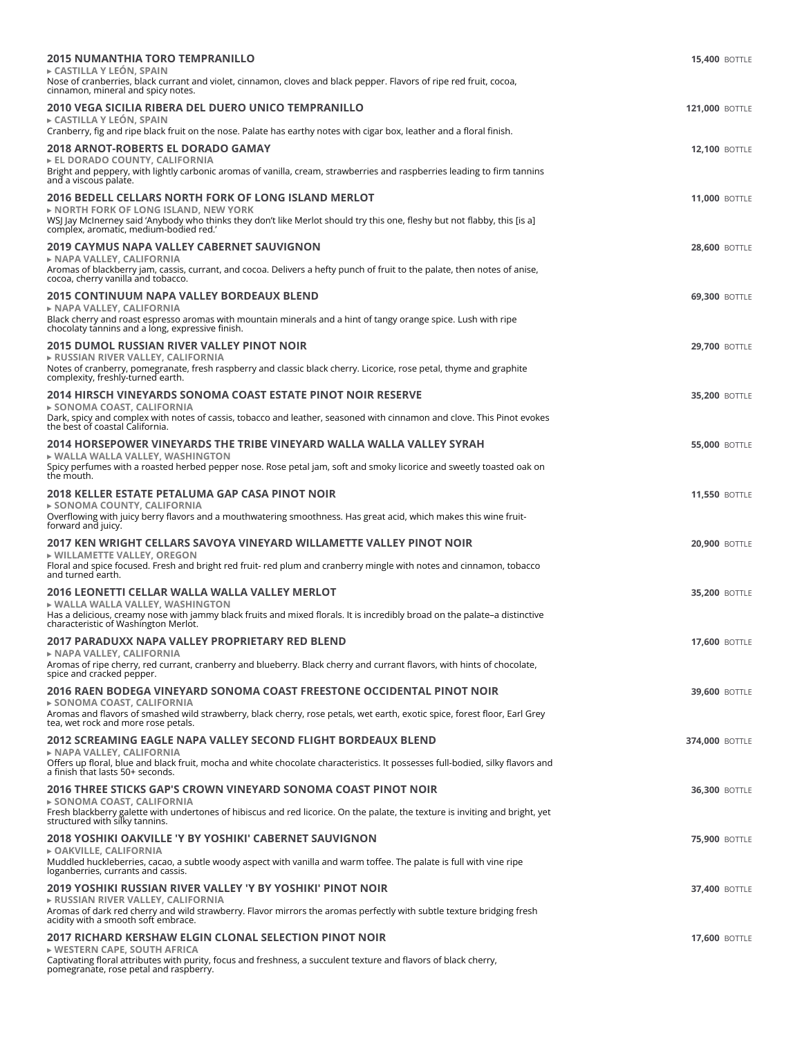**2015 NUMANTHIA TORO TEMPRANILLO** — **15,400** BOTTLE
▸ CASTILLA Y LEÓN, SPAIN
Nose of cranberries, black currant and violet, cinnamon, cloves and black pepper. Flavors of ripe red fruit, cocoa, cinnamon, mineral and spicy notes.

**2010 VEGA SICILIA RIBERA DEL DUERO UNICO TEMPRANILLO** — **121,000** BOTTLE
▸ CASTILLA Y LEÓN, SPAIN
Cranberry, fig and ripe black fruit on the nose. Palate has earthy notes with cigar box, leather and a floral finish.

**2018 ARNOT-ROBERTS EL DORADO GAMAY** — **12,100** BOTTLE
▸ EL DORADO COUNTY, CALIFORNIA
Bright and peppery, with lightly carbonic aromas of vanilla, cream, strawberries and raspberries leading to firm tannins and a viscous palate.

**2016 BEDELL CELLARS NORTH FORK OF LONG ISLAND MERLOT** — **11,000** BOTTLE
▸ NORTH FORK OF LONG ISLAND, NEW YORK
WSJ Jay McInerney said 'Anybody who thinks they don't like Merlot should try this one, fleshy but not flabby, this [is a] complex, aromatic, medium-bodied red.'

**2019 CAYMUS NAPA VALLEY CABERNET SAUVIGNON** — **28,600** BOTTLE
▸ NAPA VALLEY, CALIFORNIA
Aromas of blackberry jam, cassis, currant, and cocoa. Delivers a hefty punch of fruit to the palate, then notes of anise, cocoa, cherry vanilla and tobacco.

**2015 CONTINUUM NAPA VALLEY BORDEAUX BLEND** — **69,300** BOTTLE
▸ NAPA VALLEY, CALIFORNIA
Black cherry and roast espresso aromas with mountain minerals and a hint of tangy orange spice. Lush with ripe chocolaty tannins and a long, expressive finish.

**2015 DUMOL RUSSIAN RIVER VALLEY PINOT NOIR** — **29,700** BOTTLE
▸ RUSSIAN RIVER VALLEY, CALIFORNIA
Notes of cranberry, pomegranate, fresh raspberry and classic black cherry. Licorice, rose petal, thyme and graphite complexity, freshly-turned earth.

**2014 HIRSCH VINEYARDS SONOMA COAST ESTATE PINOT NOIR RESERVE** — **35,200** BOTTLE
▸ SONOMA COAST, CALIFORNIA
Dark, spicy and complex with notes of cassis, tobacco and leather, seasoned with cinnamon and clove. This Pinot evokes the best of coastal California.

**2014 HORSEPOWER VINEYARDS THE TRIBE VINEYARD WALLA WALLA VALLEY SYRAH** — **55,000** BOTTLE
▸ WALLA WALLA VALLEY, WASHINGTON
Spicy perfumes with a roasted herbed pepper nose. Rose petal jam, soft and smoky licorice and sweetly toasted oak on the mouth.

**2018 KELLER ESTATE PETALUMA GAP CASA PINOT NOIR** — **11,550** BOTTLE
▸ SONOMA COUNTY, CALIFORNIA
Overflowing with juicy berry flavors and a mouthwatering smoothness. Has great acid, which makes this wine fruit-forward and juicy.

**2017 KEN WRIGHT CELLARS SAVOYA VINEYARD WILLAMETTE VALLEY PINOT NOIR** — **20,900** BOTTLE
▸ WILLAMETTE VALLEY, OREGON
Floral and spice focused. Fresh and bright red fruit- red plum and cranberry mingle with notes and cinnamon, tobacco and turned earth.

**2016 LEONETTI CELLAR WALLA WALLA VALLEY MERLOT** — **35,200** BOTTLE
▸ WALLA WALLA VALLEY, WASHINGTON
Has a delicious, creamy nose with jammy black fruits and mixed florals. It is incredibly broad on the palate–a distinctive characteristic of Washington Merlot.

**2017 PARADUXX NAPA VALLEY PROPRIETARY RED BLEND** — **17,600** BOTTLE
▸ NAPA VALLEY, CALIFORNIA
Aromas of ripe cherry, red currant, cranberry and blueberry. Black cherry and currant flavors, with hints of chocolate, spice and cracked pepper.

**2016 RAEN BODEGA VINEYARD SONOMA COAST FREESTONE OCCIDENTAL PINOT NOIR** — **39,600** BOTTLE
▸ SONOMA COAST, CALIFORNIA
Aromas and flavors of smashed wild strawberry, black cherry, rose petals, wet earth, exotic spice, forest floor, Earl Grey tea, wet rock and more rose petals.

**2012 SCREAMING EAGLE NAPA VALLEY SECOND FLIGHT BORDEAUX BLEND** — **374,000** BOTTLE
▸ NAPA VALLEY, CALIFORNIA
Offers up floral, blue and black fruit, mocha and white chocolate characteristics. It possesses full-bodied, silky flavors and a finish that lasts 50+ seconds.

**2016 THREE STICKS GAP'S CROWN VINEYARD SONOMA COAST PINOT NOIR** — **36,300** BOTTLE
▸ SONOMA COAST, CALIFORNIA
Fresh blackberry galette with undertones of hibiscus and red licorice. On the palate, the texture is inviting and bright, yet structured with silky tannins.

**2018 YOSHIKI OAKVILLE 'Y BY YOSHIKI' CABERNET SAUVIGNON** — **75,900** BOTTLE
▸ OAKVILLE, CALIFORNIA
Muddled huckleberries, cacao, a subtle woody aspect with vanilla and warm toffee. The palate is full with vine ripe loganberries, currants and cassis.

**2019 YOSHIKI RUSSIAN RIVER VALLEY 'Y BY YOSHIKI' PINOT NOIR** — **37,400** BOTTLE
▸ RUSSIAN RIVER VALLEY, CALIFORNIA
Aromas of dark red cherry and wild strawberry. Flavor mirrors the aromas perfectly with subtle texture bridging fresh acidity with a smooth soft embrace.

**2017 RICHARD KERSHAW ELGIN CLONAL SELECTION PINOT NOIR** — **17,600** BOTTLE
▸ WESTERN CAPE, SOUTH AFRICA
Captivating floral attributes with purity, focus and freshness, a succulent texture and flavors of black cherry, pomegranate, rose petal and raspberry.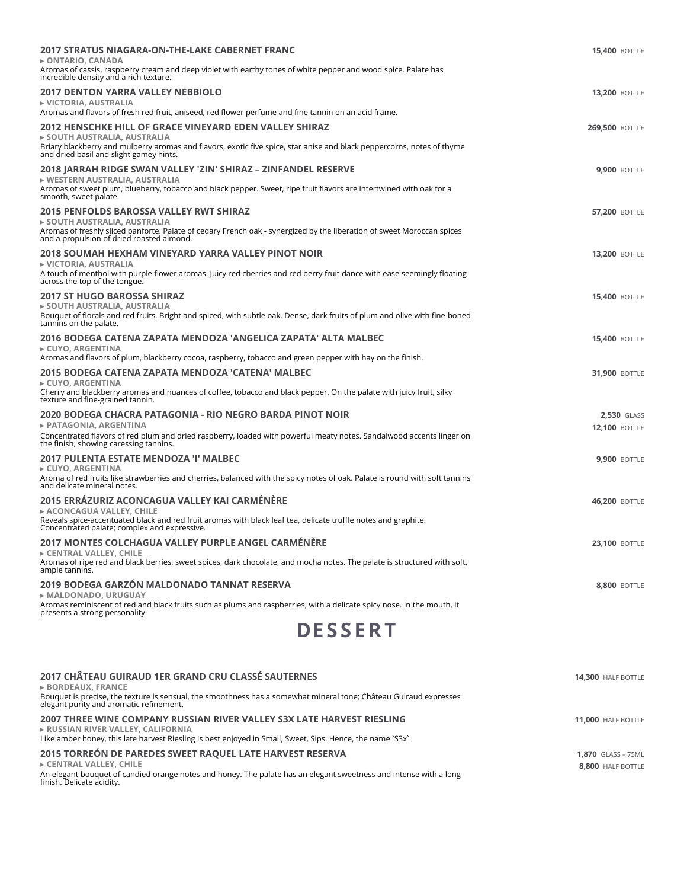**2017 STRATUS NIAGARA-ON-THE-LAKE CABERNET FRANC** — **15,400** BOTTLE
▸ ONTARIO, CANADA
Aromas of cassis, raspberry cream and deep violet with earthy tones of white pepper and wood spice. Palate has incredible density and a rich texture.

**2017 DENTON YARRA VALLEY NEBBIOLO** — **13,200** BOTTLE
▸ VICTORIA, AUSTRALIA
Aromas and flavors of fresh red fruit, aniseed, red flower perfume and fine tannin on an acid frame.

**2012 HENSCHKE HILL OF GRACE VINEYARD EDEN VALLEY SHIRAZ** — **269,500** BOTTLE
▸ SOUTH AUSTRALIA, AUSTRALIA
Briary blackberry and mulberry aromas and flavors, exotic five spice, star anise and black peppercorns, notes of thyme and dried basil and slight gamey hints.

**2018 JARRAH RIDGE SWAN VALLEY 'ZIN' SHIRAZ – ZINFANDEL RESERVE** — **9,900** BOTTLE
▸ WESTERN AUSTRALIA, AUSTRALIA
Aromas of sweet plum, blueberry, tobacco and black pepper. Sweet, ripe fruit flavors are intertwined with oak for a smooth, sweet palate.

**2015 PENFOLDS BAROSSA VALLEY RWT SHIRAZ** — **57,200** BOTTLE
▸ SOUTH AUSTRALIA, AUSTRALIA
Aromas of freshly sliced panforte. Palate of cedary French oak - synergized by the liberation of sweet Moroccan spices and a propulsion of dried roasted almond.

**2018 SOUMAH HEXHAM VINEYARD YARRA VALLEY PINOT NOIR** — **13,200** BOTTLE
▸ VICTORIA, AUSTRALIA
A touch of menthol with purple flower aromas. Juicy red cherries and red berry fruit dance with ease seemingly floating across the top of the tongue.

**2017 ST HUGO BAROSSA SHIRAZ** — **15,400** BOTTLE
▸ SOUTH AUSTRALIA, AUSTRALIA
Bouquet of florals and red fruits. Bright and spiced, with subtle oak. Dense, dark fruits of plum and olive with fine-boned tannins on the palate.

**2016 BODEGA CATENA ZAPATA MENDOZA 'ANGELICA ZAPATA' ALTA MALBEC** — **15,400** BOTTLE
▸ CUYO, ARGENTINA
Aromas and flavors of plum, blackberry cocoa, raspberry, tobacco and green pepper with hay on the finish.

**2015 BODEGA CATENA ZAPATA MENDOZA 'CATENA' MALBEC** — **31,900** BOTTLE
▸ CUYO, ARGENTINA
Cherry and blackberry aromas and nuances of coffee, tobacco and black pepper. On the palate with juicy fruit, silky texture and fine-grained tannin.

**2020 BODEGA CHACRA PATAGONIA - RIO NEGRO BARDA PINOT NOIR** — **2,530** GLASS / **12,100** BOTTLE
▸ PATAGONIA, ARGENTINA
Concentrated flavors of red plum and dried raspberry, loaded with powerful meaty notes. Sandalwood accents linger on the finish, showing caressing tannins.

**2017 PULENTA ESTATE MENDOZA 'I' MALBEC** — **9,900** BOTTLE
▸ CUYO, ARGENTINA
Aroma of red fruits like strawberries and cherries, balanced with the spicy notes of oak. Palate is round with soft tannins and delicate mineral notes.

**2015 ERRÁZURIZ ACONCAGUA VALLEY KAI CARMÉNÈRE** — **46,200** BOTTLE
▸ ACONCAGUA VALLEY, CHILE
Reveals spice-accentuated black and red fruit aromas with black leaf tea, delicate truffle notes and graphite. Concentrated palate; complex and expressive.

**2017 MONTES COLCHAGUA VALLEY PURPLE ANGEL CARMÉNÈRE** — **23,100** BOTTLE
▸ CENTRAL VALLEY, CHILE
Aromas of ripe red and black berries, sweet spices, dark chocolate, and mocha notes. The palate is structured with soft, ample tannins.

**2019 BODEGA GARZÓN MALDONADO TANNAT RESERVA** — **8,800** BOTTLE
▸ MALDONADO, URUGUAY
Aromas reminiscent of red and black fruits such as plums and raspberries, with a delicate spicy nose. In the mouth, it presents a strong personality.

# DESSERT

**2017 CHÂTEAU GUIRAUD 1ER GRAND CRU CLASSÉ SAUTERNES** — **14,300** HALF BOTTLE
▸ BORDEAUX, FRANCE
Bouquet is precise, the texture is sensual, the smoothness has a somewhat mineral tone; Château Guiraud expresses elegant purity and aromatic refinement.

**2007 THREE WINE COMPANY RUSSIAN RIVER VALLEY S3X LATE HARVEST RIESLING** — **11,000** HALF BOTTLE
▸ RUSSIAN RIVER VALLEY, CALIFORNIA
Like amber honey, this late harvest Riesling is best enjoyed in Small, Sweet, Sips. Hence, the name `S3x`.

**2015 TORREÓN DE PAREDES SWEET RAQUEL LATE HARVEST RESERVA** — **1,870** GLASS – 75ML / **8,800** HALF BOTTLE
▸ CENTRAL VALLEY, CHILE
An elegant bouquet of candied orange notes and honey. The palate has an elegant sweetness and intense with a long finish. Delicate acidity.